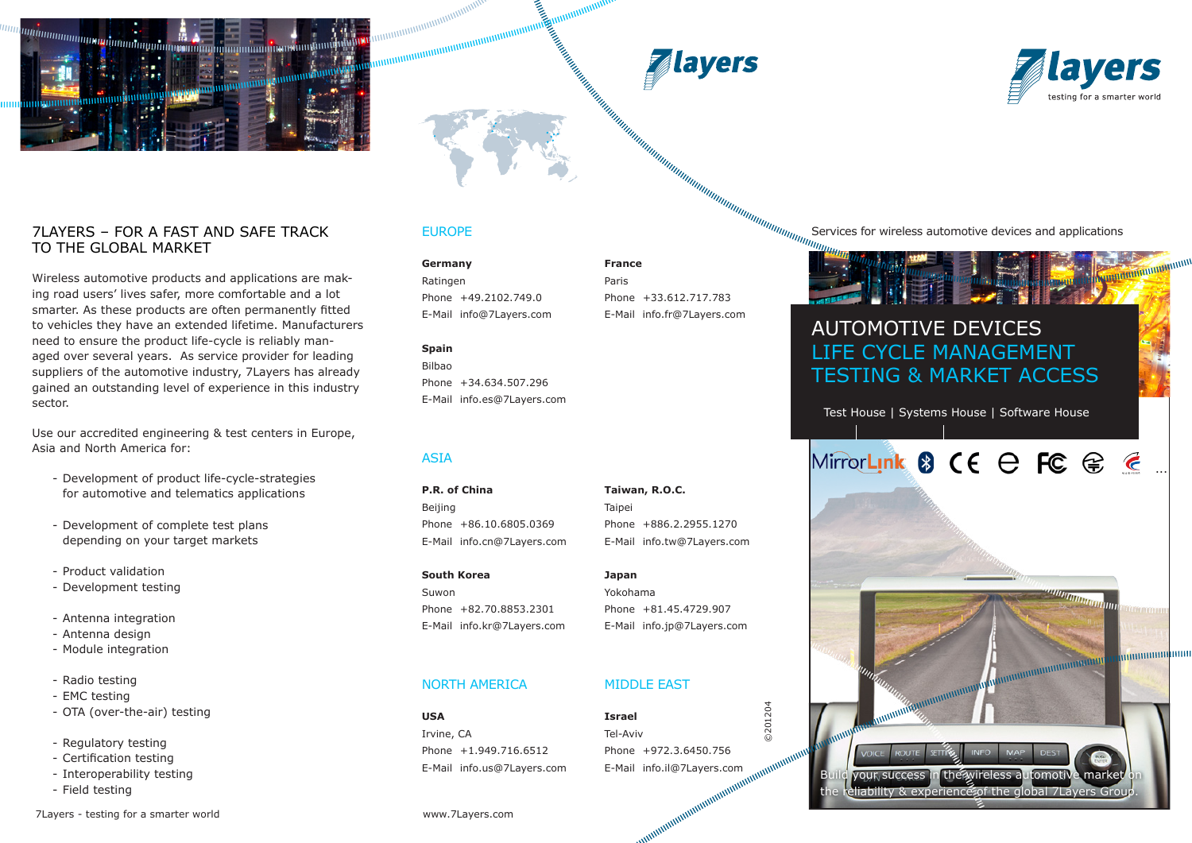# 7LAYERS – FOR A FAST AND SAFE TRACK TO THE GLOBAL MARKET

Wireless automotive products and applications are making road users' lives safer, more comfortable and a lot smarter. As these products are often permanently fitted to vehicles they have an extended lifetime. Manufacturers need to ensure the product life-cycle is reliably managed over several years. As service provider for leading suppliers of the automotive industry, 7Layers has already gained an outstanding level of experience in this industry sector.

Use our accredited engineering & test centers in Europe, Asia and North America for:

- Development of product life-cycle-strategies for automotive and telematics applications
- Development of complete test plans depending on your target markets
- Product validation
- Development testing
- Antenna integration
- Antenna design
- Module integration
- Radio testing
- EMC testing
- OTA (over-the-air) testing
- Regulatory testing
- Certification testing
- Interoperability testing
- Field testing

7Layers - testing for a smarter world

## EUROPE

**Germany**
Ratingen
Phone +49.2102.749.0
E-Mail info@7Layers.com

**France**
Paris
Phone +33.612.717.783
E-Mail info.fr@7Layers.com

**Spain**
Bilbao
Phone +34.634.507.296
E-Mail info.es@7Layers.com

## ASIA

**P.R. of China**
Beijing
Phone +86.10.6805.0369
E-Mail info.cn@7Layers.com

**Taiwan, R.O.C.**
Taipei
Phone +886.2.2955.1270
E-Mail info.tw@7Layers.com

**South Korea**
Suwon
Phone +82.70.8853.2301
E-Mail info.kr@7Layers.com

**Japan**
Yokohama
Phone +81.45.4729.907
E-Mail info.jp@7Layers.com

## NORTH AMERICA

**USA**
Irvine, CA
Phone +1.949.716.6512
E-Mail info.us@7Layers.com

## MIDDLE EAST

**Israel**
Tel-Aviv
Phone +972.3.6450.756
E-Mail info.il@7Layers.com

©201204

www.7Layers.com

7layers
testing for a smarter world

Services for wireless automotive devices and applications

# AUTOMOTIVE DEVICES
# LIFE CYCLE MANAGEMENT
# TESTING & MARKET ACCESS

Test House | Systems House | Software House

Build your success in the wireless automotive market on the reliability & experience of the global 7Layers Group.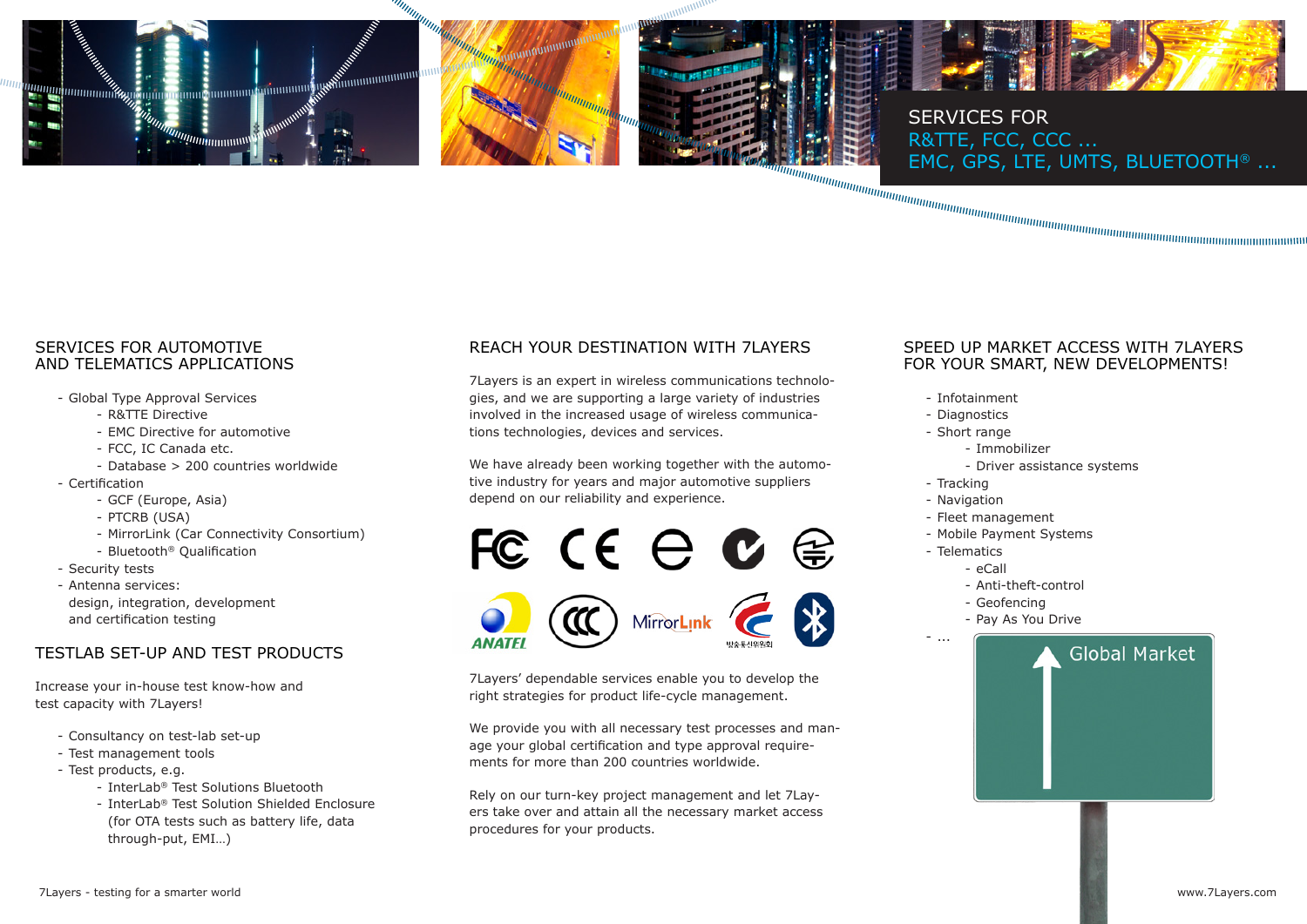SERVICES FOR
R&TTE, FCC, CCC ...
EMC, GPS, LTE, UMTS, BLUETOOTH® ...

## SERVICES FOR AUTOMOTIVE AND TELEMATICS APPLICATIONS

- Global Type Approval Services
  - R&TTE Directive
  - EMC Directive for automotive
  - FCC, IC Canada etc.
  - Database > 200 countries worldwide
- Certification
  - GCF (Europe, Asia)
  - PTCRB (USA)
  - MirrorLink (Car Connectivity Consortium)
  - Bluetooth® Qualification
- Security tests
- Antenna services:
  design, integration, development
  and certification testing

## TESTLAB SET-UP AND TEST PRODUCTS

Increase your in-house test know-how and test capacity with 7Layers!

- Consultancy on test-lab set-up
- Test management tools
- Test products, e.g.
  - InterLab® Test Solutions Bluetooth
  - InterLab® Test Solution Shielded Enclosure
    (for OTA tests such as battery life, data through-put, EMI…)

## REACH YOUR DESTINATION WITH 7LAYERS

7Layers is an expert in wireless communications technologies, and we are supporting a large variety of industries involved in the increased usage of wireless communications technologies, devices and services.

We have already been working together with the automotive industry for years and major automotive suppliers depend on our reliability and experience.

7Layers' dependable services enable you to develop the right strategies for product life-cycle management.

We provide you with all necessary test processes and manage your global certification and type approval requirements for more than 200 countries worldwide.

Rely on our turn-key project management and let 7Layers take over and attain all the necessary market access procedures for your products.

## SPEED UP MARKET ACCESS WITH 7LAYERS FOR YOUR SMART, NEW DEVELOPMENTS!

- Infotainment
- Diagnostics
- Short range
  - Immobilizer
  - Driver assistance systems
- Tracking
- Navigation
- Fleet management
- Mobile Payment Systems
- Telematics
  - eCall
  - Anti-theft-control
  - Geofencing
  - Pay As You Drive
- ...

Global Market

7Layers - testing for a smarter world

www.7Layers.com